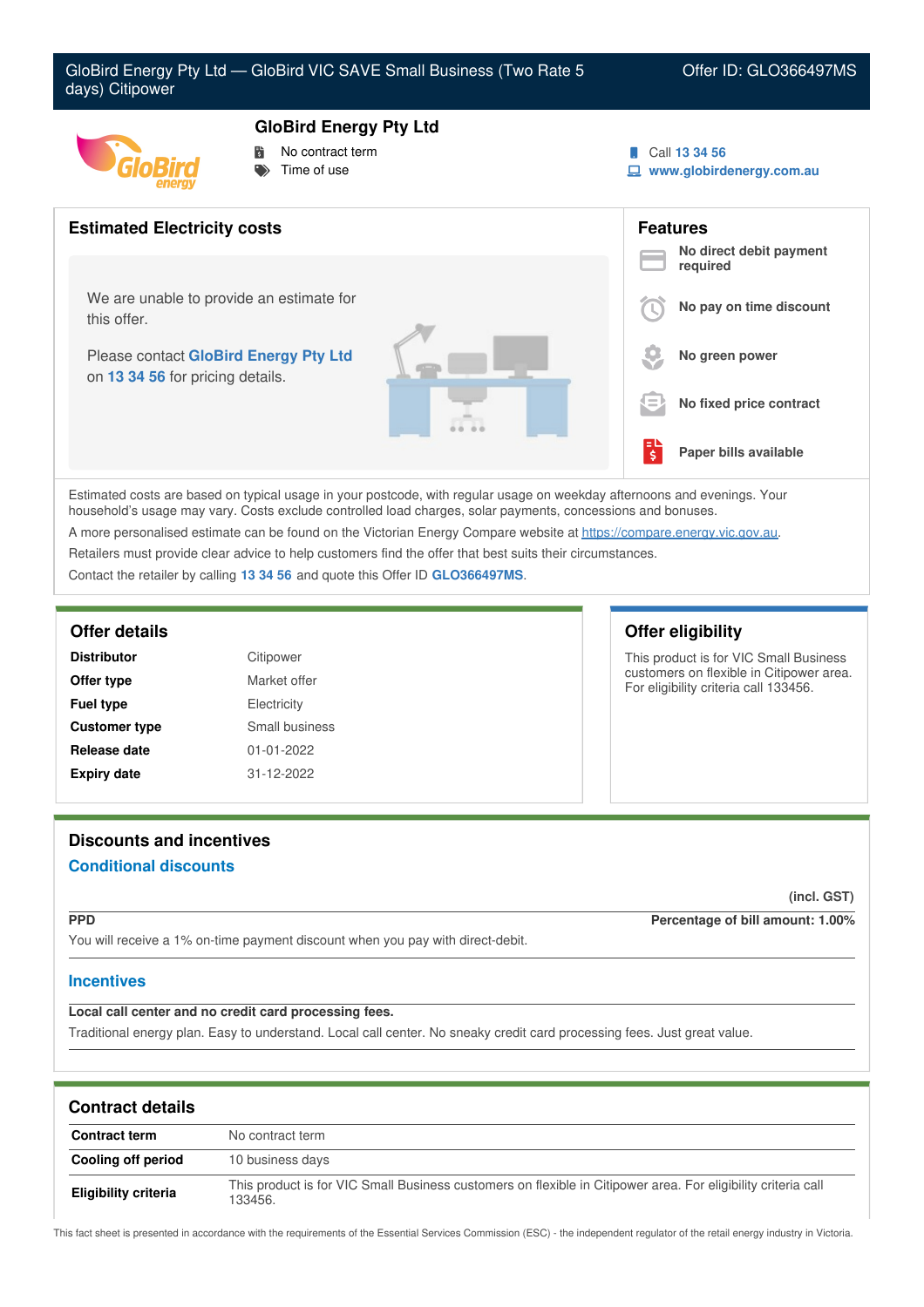# GloBird Energy Pty Ltd — GloBird VIC SAVE Small Business (Two Rate 5 days) Citipower

Offer ID: GLO366497MS

## GloBird Energy Pty Ltd

- No contract term
- Time of use

Call 13 34 56
www.globirdenergy.com.au

## Estimated Electricity costs

We are unable to provide an estimate for this offer.

Please contact **GloBird Energy Pty Ltd** on **13 34 56** for pricing details.

## Features

- **No direct debit payment required**
- **No pay on time discount**
- **No green power**
- **No fixed price contract**
- **Paper bills available**

Estimated costs are based on typical usage in your postcode, with regular usage on weekday afternoons and evenings. Your household's usage may vary. Costs exclude controlled load charges, solar payments, concessions and bonuses.

A more personalised estimate can be found on the Victorian Energy Compare website at https://compare.energy.vic.gov.au.

Retailers must provide clear advice to help customers find the offer that best suits their circumstances.

Contact the retailer by calling **13 34 56** and quote this Offer ID **GLO366497MS**.

## Offer details

| | |
|---|---|
| **Distributor** | Citipower |
| **Offer type** | Market offer |
| **Fuel type** | Electricity |
| **Customer type** | Small business |
| **Release date** | 01-01-2022 |
| **Expiry date** | 31-12-2022 |

## Offer eligibility

This product is for VIC Small Business customers on flexible in Citipower area. For eligibility criteria call 133456.

## Discounts and incentives

### Conditional discounts

(incl. GST)

**PPD** — **Percentage of bill amount: 1.00%**

You will receive a 1% on-time payment discount when you pay with direct-debit.

### Incentives

**Local call center and no credit card processing fees.**

Traditional energy plan. Easy to understand. Local call center. No sneaky credit card processing fees. Just great value.

## Contract details

| | |
|---|---|
| **Contract term** | No contract term |
| **Cooling off period** | 10 business days |
| **Eligibility criteria** | This product is for VIC Small Business customers on flexible in Citipower area. For eligibility criteria call 133456. |

This fact sheet is presented in accordance with the requirements of the Essential Services Commission (ESC) - the independent regulator of the retail energy industry in Victoria.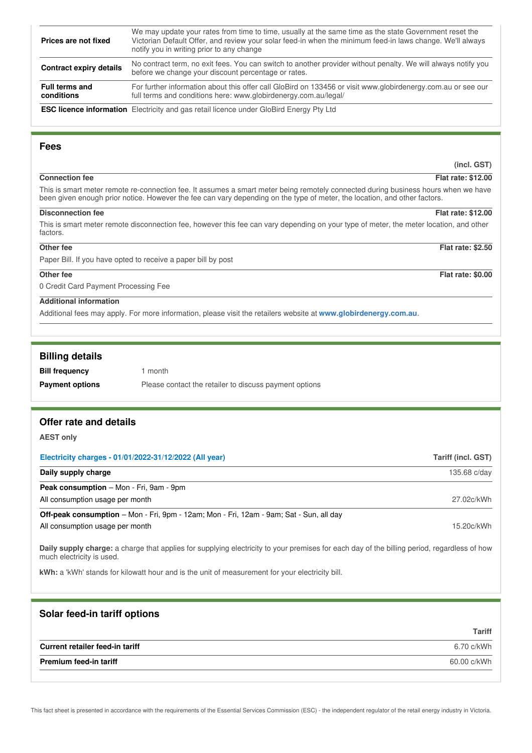| | |
|---|---|
| **Prices are not fixed** | We may update your rates from time to time, usually at the same time as the state Government reset the Victorian Default Offer, and review your solar feed-in when the minimum feed-in laws change. We'll always notify you in writing prior to any change |
| **Contract expiry details** | No contract term, no exit fees. You can switch to another provider without penalty. We will always notify you before we change your discount percentage or rates. |
| **Full terms and conditions** | For further information about this offer call GloBird on 133456 or visit www.globirdenergy.com.au or see our full terms and conditions here: www.globirdenergy.com.au/legal/ |
| **ESC licence information** | Electricity and gas retail licence under GloBird Energy Pty Ltd |

## Fees

| | (incl. GST) |
|---|---|
| **Connection fee** | **Flat rate: $12.00** |

This is smart meter remote re-connection fee. It assumes a smart meter being remotely connected during business hours when we have been given enough prior notice. However the fee can vary depending on the type of meter, the location, and other factors.

| | |
|---|---|
| **Disconnection fee** | **Flat rate: $12.00** |

This is smart meter remote disconnection fee, however this fee can vary depending on your type of meter, the meter location, and other factors.

| | |
|---|---|
| **Other fee** | **Flat rate: $2.50** |

Paper Bill. If you have opted to receive a paper bill by post

| | |
|---|---|
| **Other fee** | **Flat rate: $0.00** |

0 Credit Card Payment Processing Fee

**Additional information**

Additional fees may apply. For more information, please visit the retailers website at **www.globirdenergy.com.au**.

## Billing details

| | |
|---|---|
| **Bill frequency** | 1 month |
| **Payment options** | Please contact the retailer to discuss payment options |

## Offer rate and details

**AEST only**

| **Electricity charges - 01/01/2022-31/12/2022 (All year)** | **Tariff (incl. GST)** |
|---|---|
| **Daily supply charge** | 135.68 c/day |
| **Peak consumption** – Mon - Fri, 9am - 9pm | |
| All consumption usage per month | 27.02c/kWh |
| **Off-peak consumption** – Mon - Fri, 9pm - 12am; Mon - Fri, 12am - 9am; Sat - Sun, all day | |
| All consumption usage per month | 15.20c/kWh |

**Daily supply charge:** a charge that applies for supplying electricity to your premises for each day of the billing period, regardless of how much electricity is used.

**kWh:** a 'kWh' stands for kilowatt hour and is the unit of measurement for your electricity bill.

## Solar feed-in tariff options

| | **Tariff** |
|---|---|
| **Current retailer feed-in tariff** | 6.70 c/kWh |
| **Premium feed-in tariff** | 60.00 c/kWh |

This fact sheet is presented in accordance with the requirements of the Essential Services Commission (ESC) - the independent regulator of the retail energy industry in Victoria.